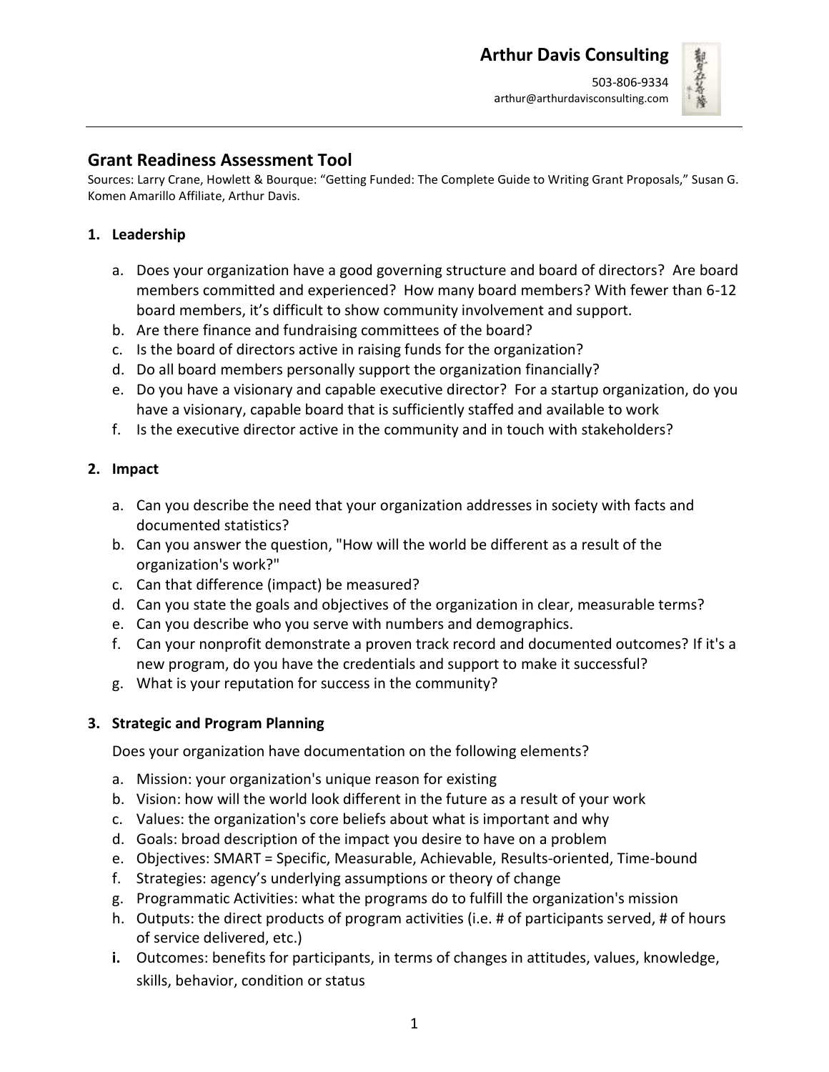**Arthur Davis Consulting**

503-806-9334
arthur@arthurdavisconsulting.com

## Grant Readiness Assessment Tool

Sources: Larry Crane, Howlett & Bourque: "Getting Funded: The Complete Guide to Writing Grant Proposals," Susan G. Komen Amarillo Affiliate, Arthur Davis.

### 1. Leadership

a. Does your organization have a good governing structure and board of directors? Are board members committed and experienced? How many board members? With fewer than 6-12 board members, it's difficult to show community involvement and support.
b. Are there finance and fundraising committees of the board?
c. Is the board of directors active in raising funds for the organization?
d. Do all board members personally support the organization financially?
e. Do you have a visionary and capable executive director? For a startup organization, do you have a visionary, capable board that is sufficiently staffed and available to work
f. Is the executive director active in the community and in touch with stakeholders?

### 2. Impact

a. Can you describe the need that your organization addresses in society with facts and documented statistics?
b. Can you answer the question, "How will the world be different as a result of the organization's work?"
c. Can that difference (impact) be measured?
d. Can you state the goals and objectives of the organization in clear, measurable terms?
e. Can you describe who you serve with numbers and demographics.
f. Can your nonprofit demonstrate a proven track record and documented outcomes? If it's a new program, do you have the credentials and support to make it successful?
g. What is your reputation for success in the community?

### 3. Strategic and Program Planning

Does your organization have documentation on the following elements?

a. Mission: your organization's unique reason for existing
b. Vision: how will the world look different in the future as a result of your work
c. Values: the organization's core beliefs about what is important and why
d. Goals: broad description of the impact you desire to have on a problem
e. Objectives: SMART = Specific, Measurable, Achievable, Results-oriented, Time-bound
f. Strategies: agency's underlying assumptions or theory of change
g. Programmatic Activities: what the programs do to fulfill the organization's mission
h. Outputs: the direct products of program activities (i.e. # of participants served, # of hours of service delivered, etc.)
i. Outcomes: benefits for participants, in terms of changes in attitudes, values, knowledge, skills, behavior, condition or status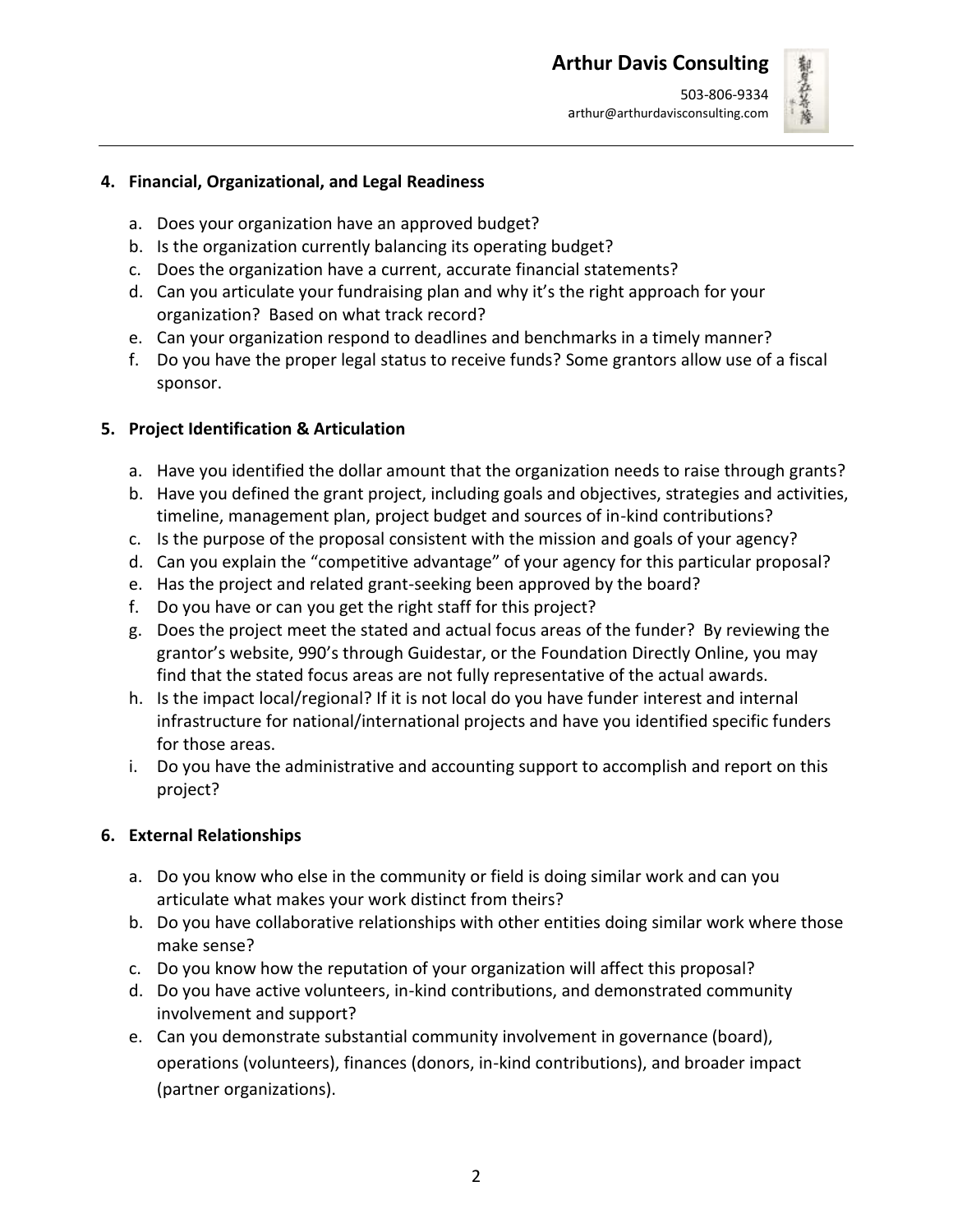**4. Financial, Organizational, and Legal Readiness**

a. Does your organization have an approved budget?
b. Is the organization currently balancing its operating budget?
c. Does the organization have a current, accurate financial statements?
d. Can you articulate your fundraising plan and why it's the right approach for your organization? Based on what track record?
e. Can your organization respond to deadlines and benchmarks in a timely manner?
f. Do you have the proper legal status to receive funds? Some grantors allow use of a fiscal sponsor.

**5. Project Identification & Articulation**

a. Have you identified the dollar amount that the organization needs to raise through grants?
b. Have you defined the grant project, including goals and objectives, strategies and activities, timeline, management plan, project budget and sources of in-kind contributions?
c. Is the purpose of the proposal consistent with the mission and goals of your agency?
d. Can you explain the "competitive advantage" of your agency for this particular proposal?
e. Has the project and related grant-seeking been approved by the board?
f. Do you have or can you get the right staff for this project?
g. Does the project meet the stated and actual focus areas of the funder? By reviewing the grantor's website, 990's through Guidestar, or the Foundation Directly Online, you may find that the stated focus areas are not fully representative of the actual awards.
h. Is the impact local/regional? If it is not local do you have funder interest and internal infrastructure for national/international projects and have you identified specific funders for those areas.
i. Do you have the administrative and accounting support to accomplish and report on this project?

**6. External Relationships**

a. Do you know who else in the community or field is doing similar work and can you articulate what makes your work distinct from theirs?
b. Do you have collaborative relationships with other entities doing similar work where those make sense?
c. Do you know how the reputation of your organization will affect this proposal?
d. Do you have active volunteers, in-kind contributions, and demonstrated community involvement and support?
e. Can you demonstrate substantial community involvement in governance (board), operations (volunteers), finances (donors, in-kind contributions), and broader impact (partner organizations).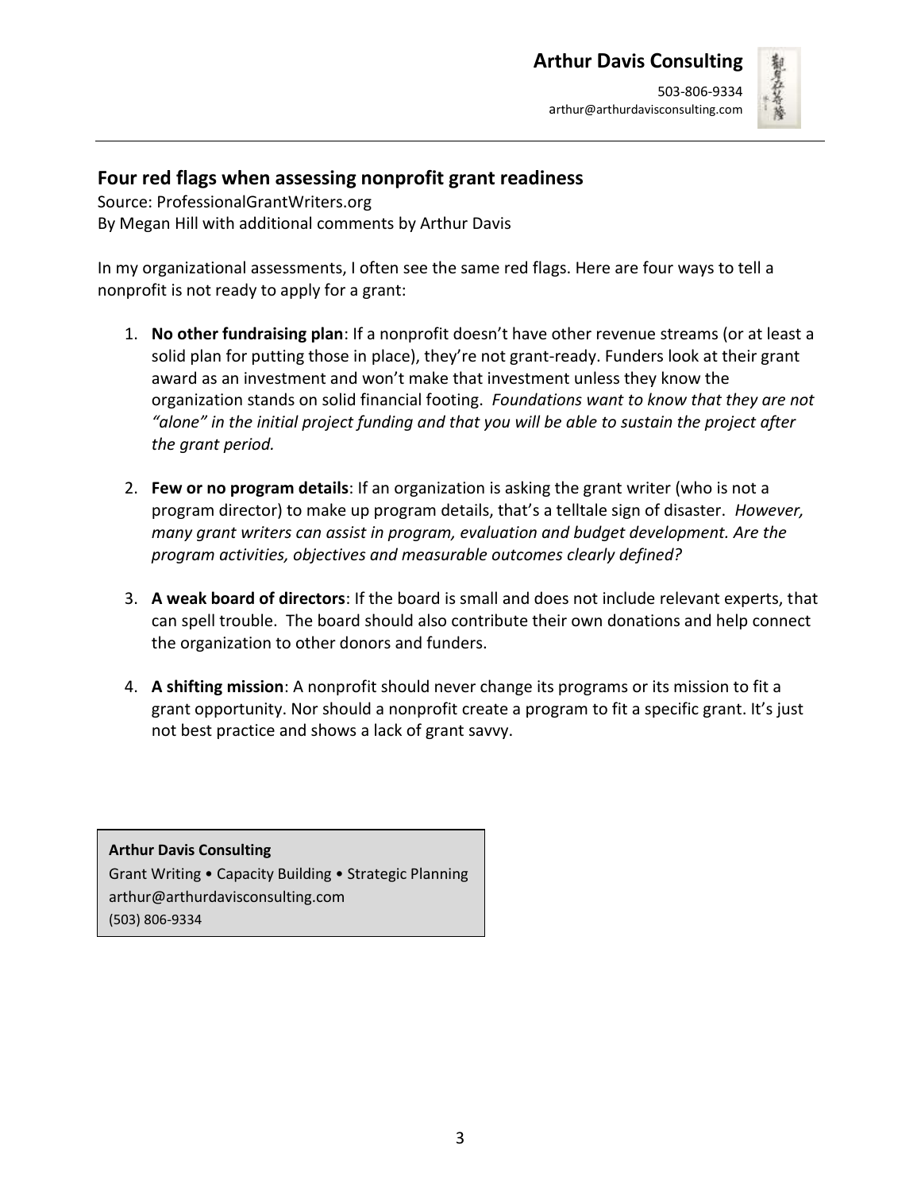## Four red flags when assessing nonprofit grant readiness

Source: ProfessionalGrantWriters.org
By Megan Hill with additional comments by Arthur Davis

In my organizational assessments, I often see the same red flags. Here are four ways to tell a nonprofit is not ready to apply for a grant:

1. **No other fundraising plan**: If a nonprofit doesn't have other revenue streams (or at least a solid plan for putting those in place), they're not grant-ready. Funders look at their grant award as an investment and won't make that investment unless they know the organization stands on solid financial footing. *Foundations want to know that they are not "alone" in the initial project funding and that you will be able to sustain the project after the grant period.*

2. **Few or no program details**: If an organization is asking the grant writer (who is not a program director) to make up program details, that's a telltale sign of disaster. *However, many grant writers can assist in program, evaluation and budget development. Are the program activities, objectives and measurable outcomes clearly defined?*

3. **A weak board of directors**: If the board is small and does not include relevant experts, that can spell trouble. The board should also contribute their own donations and help connect the organization to other donors and funders.

4. **A shifting mission**: A nonprofit should never change its programs or its mission to fit a grant opportunity. Nor should a nonprofit create a program to fit a specific grant. It's just not best practice and shows a lack of grant savvy.

**Arthur Davis Consulting**
Grant Writing • Capacity Building • Strategic Planning
arthur@arthurdavisconsulting.com
(503) 806-9334